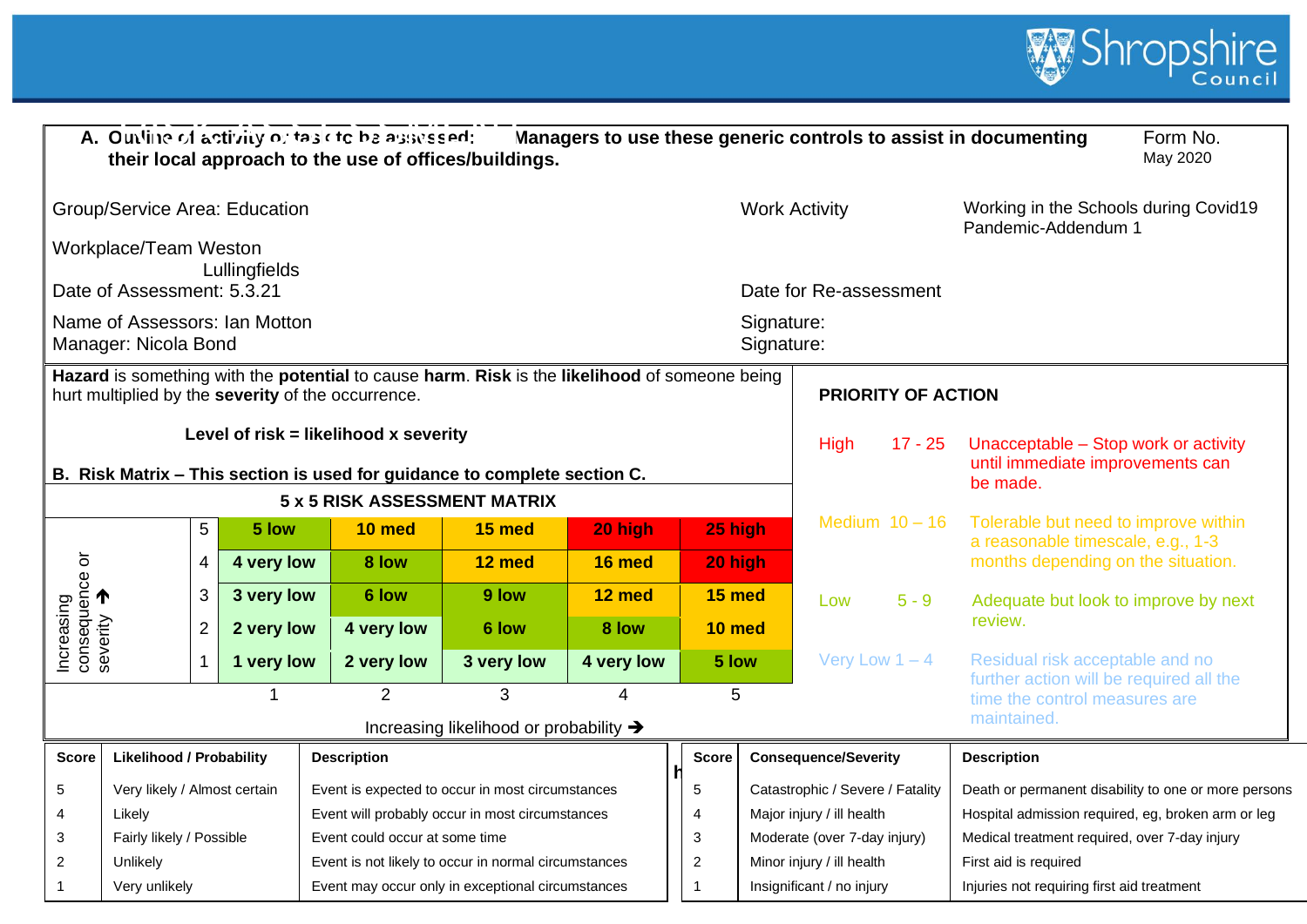**A. Outline of activity or task to be assessed: Managers to use these generic controls to assist in documenting their local approach to the use of offices/buildings.**

Form No.
May 2020

Group/Service Area: Education

Work Activity: Working in the Schools during Covid19 Pandemic-Addendum 1

Workplace/Team Weston Lullingfields

Date of Assessment: 5.3.21

Date for Re-assessment

Name of Assessors: Ian Motton

Signature:

Manager: Nicola Bond

Signature:

**Hazard** is something with the **potential** to cause **harm**. **Risk** is the **likelihood** of someone being hurt multiplied by the **severity** of the occurrence.

**Level of risk = likelihood x severity**

**B. Risk Matrix – This section is used for guidance to complete section C.**

**5 x 5 RISK ASSESSMENT MATRIX**

| Increasing consequence or severity ↑ | 1 | 2 | 3 | 4 | 5 |
|---|---|---|---|---|---|
| 5 | 5 low | 10 med | 15 med | 20 high | 25 high |
| 4 | 4 very low | 8 low | 12 med | 16 med | 20 high |
| 3 | 3 very low | 6 low | 9 low | 12 med | 15 med |
| 2 | 2 very low | 4 very low | 6 low | 8 low | 10 med |
| 1 | 1 very low | 2 very low | 3 very low | 4 very low | 5 low |

Increasing likelihood or probability →

**PRIORITY OF ACTION**

| Level | Score | Action |
|---|---|---|
| High | 17 - 25 | Unacceptable – Stop work or activity until immediate improvements can be made. |
| Medium | 10 – 16 | Tolerable but need to improve within a reasonable timescale, e.g., 1-3 months depending on the situation. |
| Low | 5 - 9 | Adequate but look to improve by next review. |
| Very Low | 1 – 4 | Residual risk acceptable and no further action will be required all the time the control measures are maintained. |

| Score | Likelihood / Probability | Description |
|---|---|---|
| 5 | Very likely / Almost certain | Event is expected to occur in most circumstances |
| 4 | Likely | Event will probably occur in most circumstances |
| 3 | Fairly likely / Possible | Event could occur at some time |
| 2 | Unlikely | Event is not likely to occur in normal circumstances |
| 1 | Very unlikely | Event may occur only in exceptional circumstances |

| Score | Consequence/Severity | Description |
|---|---|---|
| 5 | Catastrophic / Severe / Fatality | Death or permanent disability to one or more persons |
| 4 | Major injury / ill health | Hospital admission required, eg, broken arm or leg |
| 3 | Moderate (over 7-day injury) | Medical treatment required, over 7-day injury |
| 2 | Minor injury / ill health | First aid is required |
| 1 | Insignificant / no injury | Injuries not requiring first aid treatment |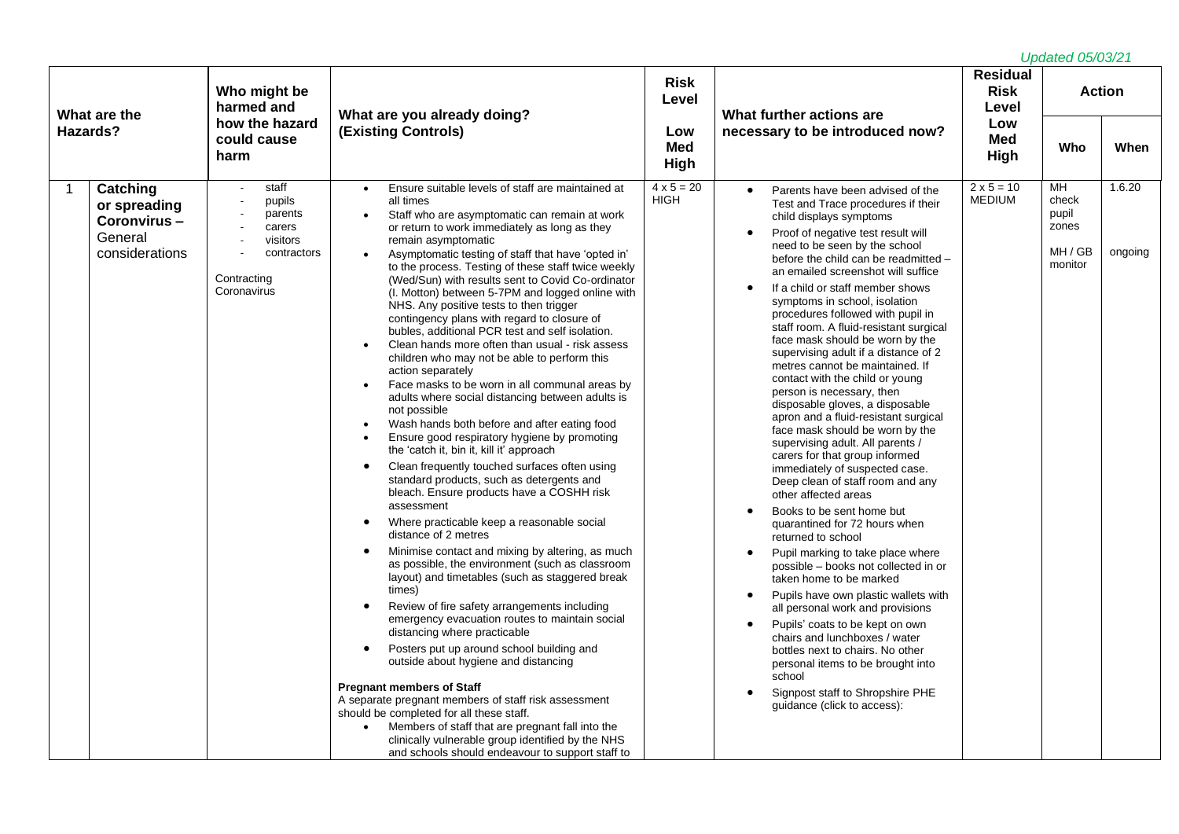*Updated 05/03/21*

| | What are the Hazards? | Who might be harmed and how the hazard could cause harm | What are you already doing? (Existing Controls) | Risk Level Low Med High | What further actions are necessary to be introduced now? | Residual Risk Level Low Med High | Action | |
|---|---|---|---|---|---|---|---|---|
| | | | | | | | Who | When |
| 1 | **Catching or spreading Coronvirus – General considerations** | - staff<br>- pupils<br>- parents<br>- carers<br>- visitors<br>- contractors<br><br>Contracting Coronavirus | • Ensure suitable levels of staff are maintained at all times<br>• Staff who are asymptomatic can remain at work or return to work immediately as long as they remain asymptomatic<br>• Asymptomatic testing of staff that have 'opted in' to the process. Testing of these staff twice weekly (Wed/Sun) with results sent to Covid Co-ordinator (I. Motton) between 5-7PM and logged online with NHS. Any positive tests to then trigger contingency plans with regard to closure of bubles, additional PCR test and self isolation.<br>• Clean hands more often than usual - risk assess children who may not be able to perform this action separately<br>• Face masks to be worn in all communal areas by adults where social distancing between adults is not possible<br>• Wash hands both before and after eating food<br>• Ensure good respiratory hygiene by promoting the 'catch it, bin it, kill it' approach<br>• Clean frequently touched surfaces often using standard products, such as detergents and bleach. Ensure products have a COSHH risk assessment<br>• Where practicable keep a reasonable social distance of 2 metres<br>• Minimise contact and mixing by altering, as much as possible, the environment (such as classroom layout) and timetables (such as staggered break times)<br>• Review of fire safety arrangements including emergency evacuation routes to maintain social distancing where practicable<br>• Posters put up around school building and outside about hygiene and distancing<br><br>**Pregnant members of Staff**<br>A separate pregnant members of staff risk assessment should be completed for all these staff.<br>• Members of staff that are pregnant fall into the clinically vulnerable group identified by the NHS and schools should endeavour to support staff to | 4 x 5 = 20 HIGH | • Parents have been advised of the Test and Trace procedures if their child displays symptoms<br>• Proof of negative test result will need to be seen by the school before the child can be readmitted – an emailed screenshot will suffice<br>• If a child or staff member shows symptoms in school, isolation procedures followed with pupil in staff room. A fluid-resistant surgical face mask should be worn by the supervising adult if a distance of 2 metres cannot be maintained. If contact with the child or young person is necessary, then disposable gloves, a disposable apron and a fluid-resistant surgical face mask should be worn by the supervising adult. All parents / carers for that group informed immediately of suspected case. Deep clean of staff room and any other affected areas<br>• Books to be sent home but quarantined for 72 hours when returned to school<br>• Pupil marking to take place where possible – books not collected in or taken home to be marked<br>• Pupils have own plastic wallets with all personal work and provisions<br>• Pupils' coats to be kept on own chairs and lunchboxes / water bottles next to chairs. No other personal items to be brought into school<br>• Signpost staff to Shropshire PHE guidance (click to access): | 2 x 5 = 10 MEDIUM | MH check pupil zones<br><br>MH / GB monitor | 1.6.20<br><br>ongoing |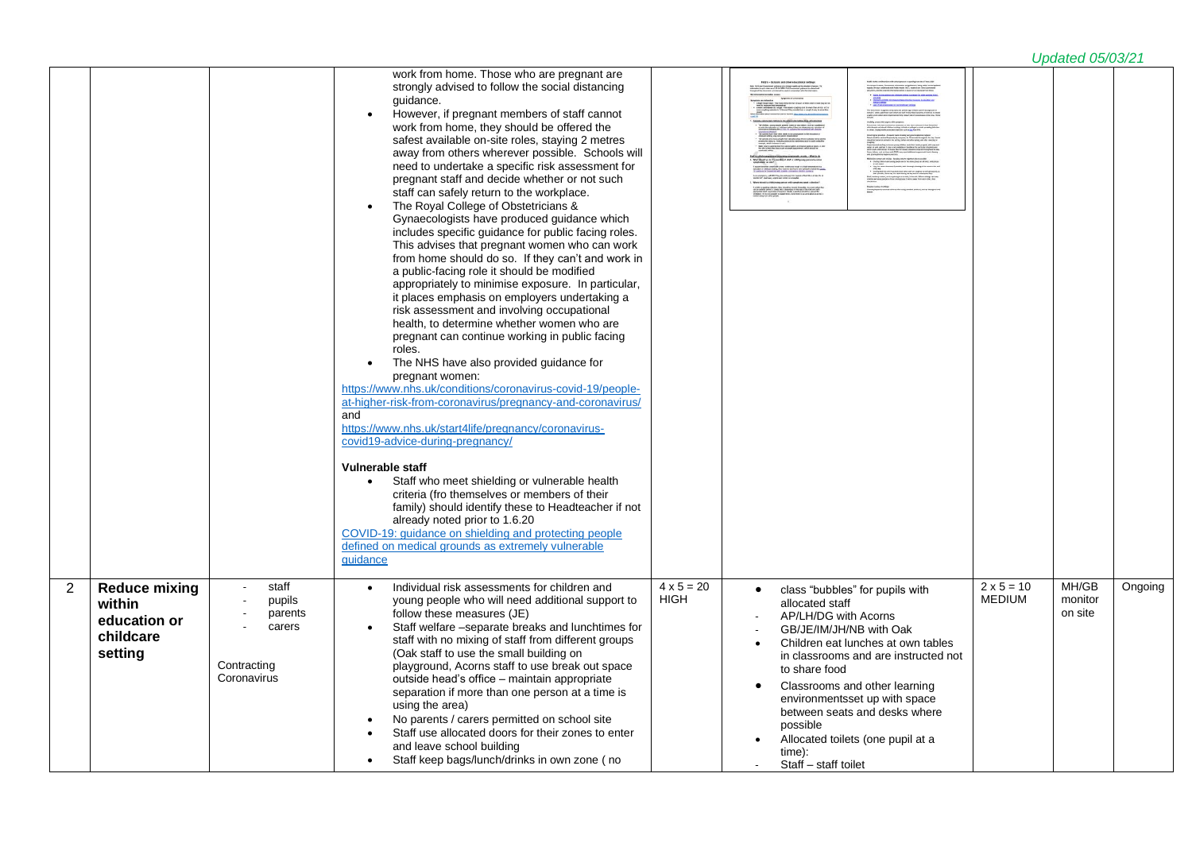*Updated 05/03/21*

| | | | | | | | | |
|---|---|---|---|---|---|---|---|---|
| | | | work from home. Those who are pregnant are strongly advised to follow the social distancing guidance.<br>• However, if pregnant members of staff cannot work from home, they should be offered the safest available on-site roles, staying 2 metres away from others wherever possible. Schools will need to undertake a specific risk assessment for pregnant staff and decide whether or not such staff can safely return to the workplace.<br>• The Royal College of Obstetricians & Gynaecologists have produced guidance which includes specific guidance for public facing roles. This advises that pregnant women who can work from home should do so. If they can't and work in a public-facing role it should be modified appropriately to minimise exposure. In particular, it places emphasis on employers undertaking a risk assessment and involving occupational health, to determine whether women who are pregnant can continue working in public facing roles.<br>• The NHS have also provided guidance for pregnant women:<br>https://www.nhs.uk/conditions/coronavirus-covid-19/people-at-higher-risk-from-coronavirus/pregnancy-and-coronavirus/<br>and<br>https://www.nhs.uk/start4life/pregnancy/coronavirus-covid19-advice-during-pregnancy/<br><br>**Vulnerable staff**<br>• Staff who meet shielding or vulnerable health criteria (fro themselves or members of their family) should identify these to Headteacher if not already noted prior to 1.6.20<br>COVID-19: guidance on shielding and protecting people defined on medical grounds as extremely vulnerable guidance | | | | | |
| 2 | **Reduce mixing within education or childcare setting** | - staff<br>- pupils<br>- parents<br>- carers<br><br>Contracting Coronavirus | • Individual risk assessments for children and young people who will need additional support to follow these measures (JE)<br>• Staff welfare –separate breaks and lunchtimes for staff with no mixing of staff from different groups (Oak staff to use the small building on playground, Acorns staff to use break out space outside head's office – maintain appropriate separation if more than one person at a time is using the area)<br>• No parents / carers permitted on school site<br>• Staff use allocated doors for their zones to enter and leave school building<br>• Staff keep bags/lunch/drinks in own zone ( no | 4 x 5 = 20 HIGH | • class "bubbles" for pupils with allocated staff<br>- AP/LH/DG with Acorns<br>- GB/JE/IM/JH/NB with Oak<br>• Children eat lunches at own tables in classrooms and are instructed not to share food<br>• Classrooms and other learning environmentsset up with space between seats and desks where possible<br>• Allocated toilets (one pupil at a time):<br>- Staff – staff toilet | 2 x 5 = 10 MEDIUM | MH/GB monitor on site | Ongoing |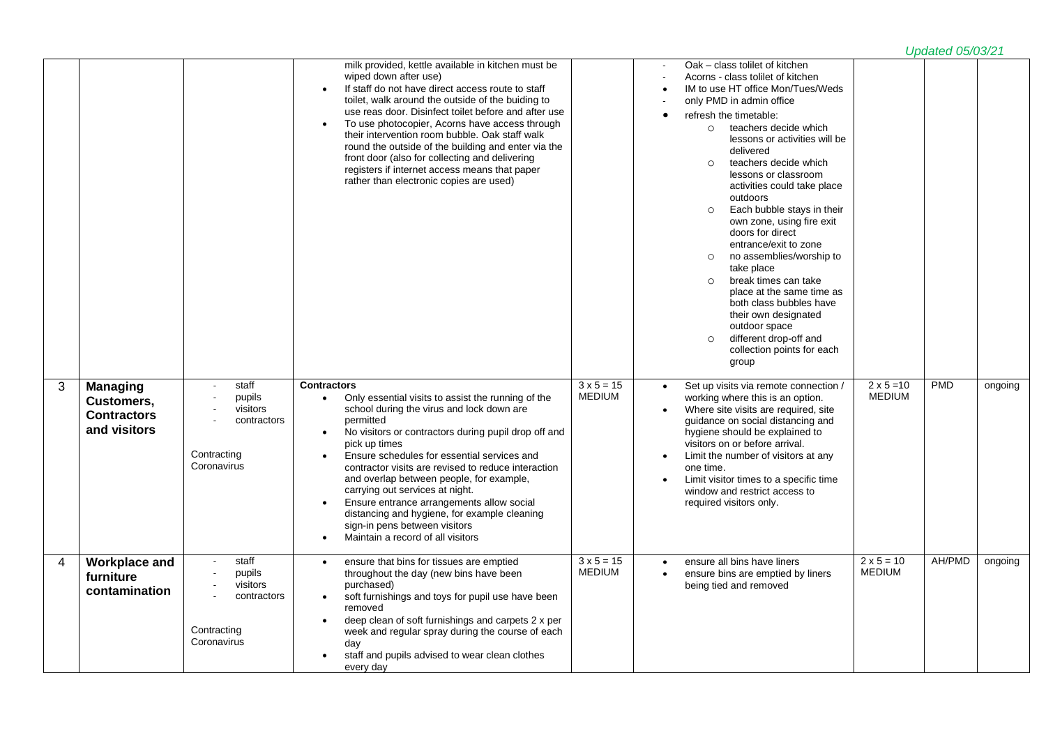|   |   |   |   |   |   |   |   |   |
|---|---|---|---|---|---|---|---|---|
|   |   |   | milk provided, kettle available in kitchen must be wiped down after use)<br>• If staff do not have direct access route to staff toilet, walk around the outside of the buiding to use reas door. Disinfect toilet before and after use<br>• To use photocopier, Acorns have access through their intervention room bubble. Oak staff walk round the outside of the building and enter via the front door (also for collecting and delivering registers if internet access means that paper rather than electronic copies are used) |   | - Oak – class tolilet of kitchen<br>- Acorns - class tolilet of kitchen<br>• IM to use HT office Mon/Tues/Weds<br>- only PMD in admin office<br>• refresh the timetable:<br>  ○ teachers decide which lessons or activities will be delivered<br>  ○ teachers decide which lessons or classroom activities could take place outdoors<br>  ○ Each bubble stays in their own zone, using fire exit doors for direct entrance/exit to zone<br>  ○ no assemblies/worship to take place<br>  ○ break times can take place at the same time as both class bubbles have their own designated outdoor space<br>  ○ different drop-off and collection points for each group |   |   |   |
| 3 | **Managing Customers, Contractors and visitors** | - staff<br>- pupils<br>- visitors<br>- contractors<br><br>Contracting Coronavirus | **Contractors**<br>• Only essential visits to assist the running of the school during the virus and lock down are permitted<br>• No visitors or contractors during pupil drop off and pick up times<br>• Ensure schedules for essential services and contractor visits are revised to reduce interaction and overlap between people, for example, carrying out services at night.<br>• Ensure entrance arrangements allow social distancing and hygiene, for example cleaning sign-in pens between visitors<br>• Maintain a record of all visitors | 3 x 5 = 15 MEDIUM | • Set up visits via remote connection / working where this is an option.<br>• Where site visits are required, site guidance on social distancing and hygiene should be explained to visitors on or before arrival.<br>• Limit the number of visitors at any one time.<br>• Limit visitor times to a specific time window and restrict access to required visitors only. | 2 x 5 =10 MEDIUM | PMD | ongoing |
| 4 | **Workplace and furniture contamination** | - staff<br>- pupils<br>- visitors<br>- contractors<br><br>Contracting Coronavirus | • ensure that bins for tissues are emptied throughout the day (new bins have been purchased)<br>• soft furnishings and toys for pupil use have been removed<br>• deep clean of soft furnishings and carpets 2 x per week and regular spray during the course of each day<br>• staff and pupils advised to wear clean clothes every day | 3 x 5 = 15 MEDIUM | • ensure all bins have liners<br>• ensure bins are emptied by liners being tied and removed | 2 x 5 = 10 MEDIUM | AH/PMD | ongoing |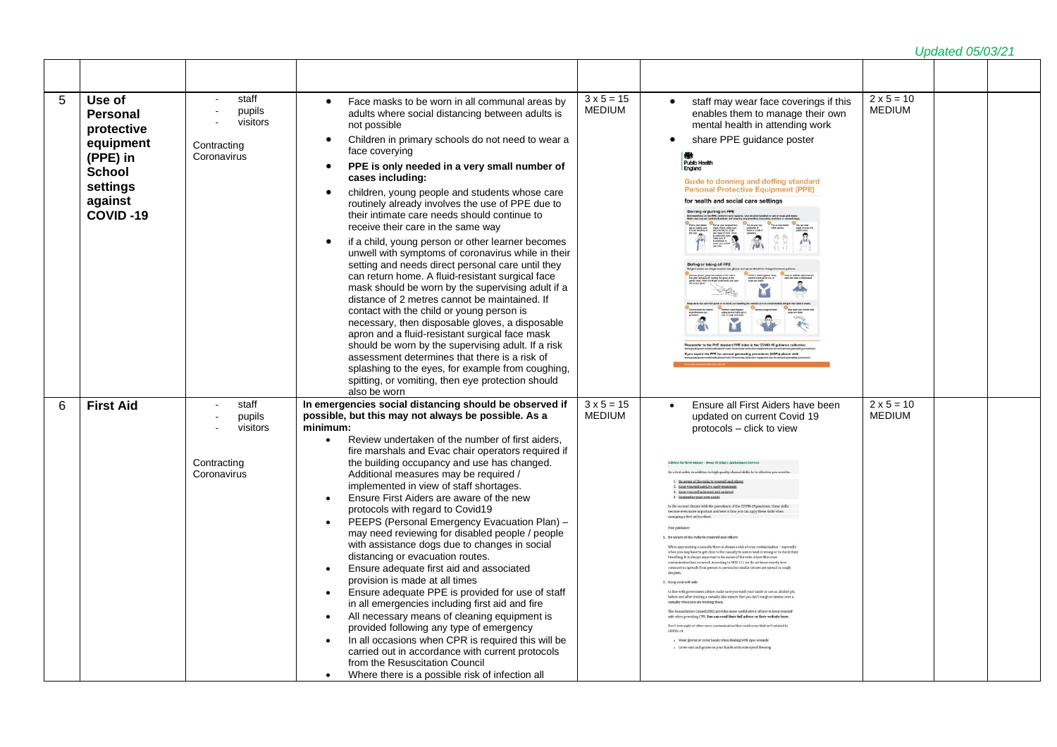*Updated 05/03/21*

| | | | | | | | | |
|---|---|---|---|---|---|---|---|---|
| 5 | **Use of Personal protective equipment (PPE) in School settings against COVID -19** | - staff<br>- pupils<br>- visitors<br><br>Contracting Coronavirus | • Face masks to be worn in all communal areas by adults where social distancing between adults is not possible<br>• Children in primary schools do not need to wear a face covering<br>• **PPE is only needed in a very small number of cases including:**<br>• children, young people and students whose care routinely already involves the use of PPE due to their intimate care needs should continue to receive their care in the same way<br>• if a child, young person or other learner becomes unwell with symptoms of coronavirus while in their setting and needs direct personal care until they can return home. A fluid-resistant surgical face mask should be worn by the supervising adult if a distance of 2 metres cannot be maintained. If contact with the child or young person is necessary, then disposable gloves, a disposable apron and a fluid-resistant surgical face mask should be worn by the supervising adult. If a risk assessment determines that there is a risk of splashing to the eyes, for example from coughing, spitting, or vomiting, then eye protection should also be worn | 3 x 5 = 15 MEDIUM | • staff may wear face coverings if this enables them to manage their own mental health in attending work<br>• share PPE guidance poster | 2 x 5 = 10 MEDIUM | | |
| 6 | **First Aid** | - staff<br>- pupils<br>- visitors<br><br>Contracting Coronavirus | **In emergencies social distancing should be observed if possible, but this may not always be possible. As a minimum:**<br>• Review undertaken of the number of first aiders, fire marshals and Evac chair operators required if the building occupancy and use has changed. Additional measures may be required / implemented in view of staff shortages.<br>• Ensure First Aiders are aware of the new protocols with regard to Covid19<br>• PEEPS (Personal Emergency Evacuation Plan) – may need reviewing for disabled people / people with assistance dogs due to changes in social distancing or evacuation routes.<br>• Ensure adequate first aid and associated provision is made at all times<br>• Ensure adequate PPE is provided for use of staff in all emergencies including first aid and fire<br>• All necessary means of cleaning equipment is provided following any type of emergency<br>• In all occasions when CPR is required this will be carried out in accordance with current protocols from the Resuscitation Council<br>• Where there is a possible risk of infection all | 3 x 5 = 15 MEDIUM | • Ensure all First Aiders have been updated on current Covid 19 protocols – click to view | 2 x 5 = 10 MEDIUM | | |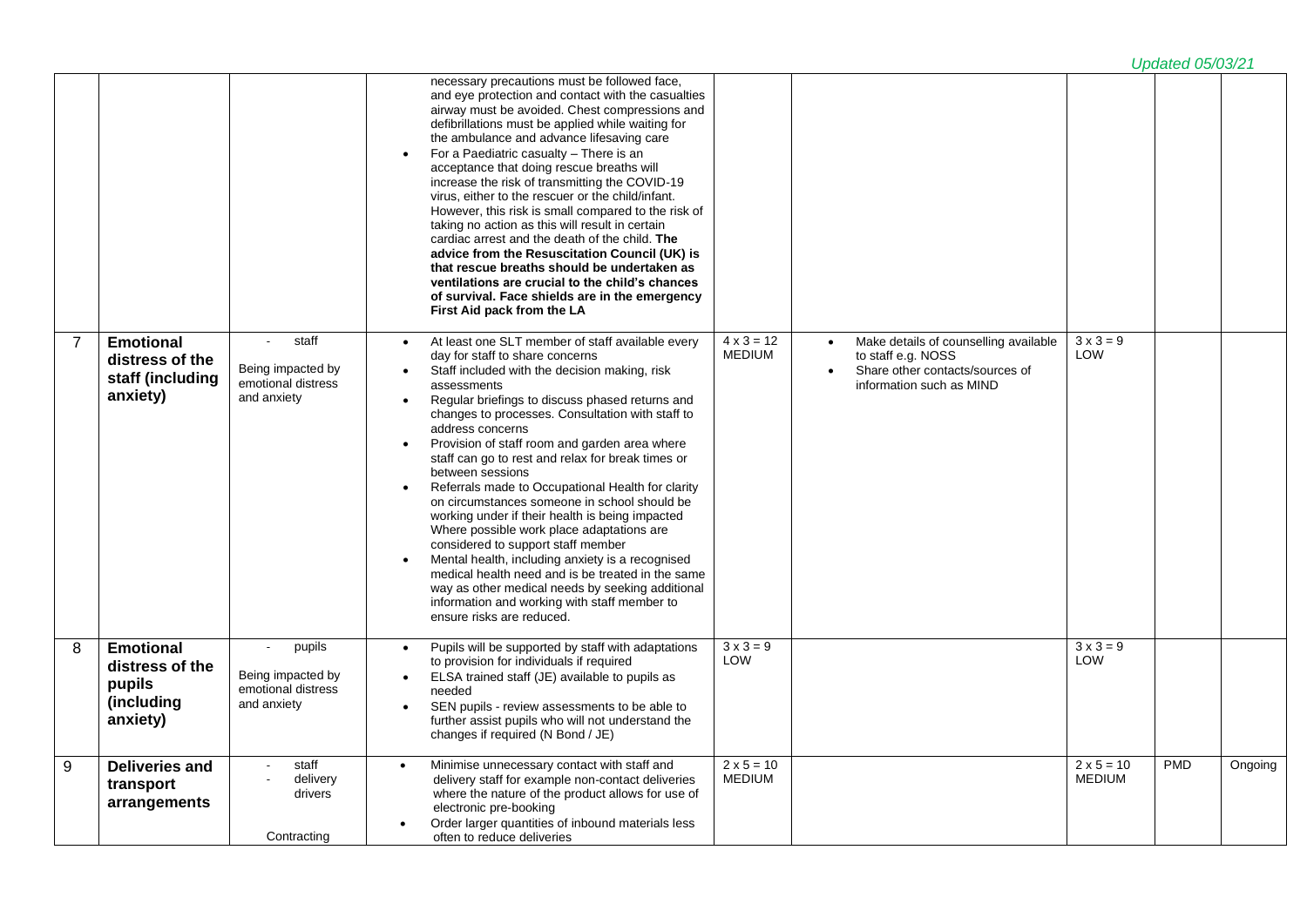*Updated 05/03/21*

| | | | | | | | | |
|---|---|---|---|---|---|---|---|---|
| | | | necessary precautions must be followed face, and eye protection and contact with the casualties airway must be avoided. Chest compressions and defibrillations must be applied while waiting for the ambulance and advance lifesaving care<br>• For a Paediatric casualty – There is an acceptance that doing rescue breaths will increase the risk of transmitting the COVID-19 virus, either to the rescuer or the child/infant. However, this risk is small compared to the risk of taking no action as this will result in certain cardiac arrest and the death of the child. **The advice from the Resuscitation Council (UK) is that rescue breaths should be undertaken as ventilations are crucial to the child's chances of survival. Face shields are in the emergency First Aid pack from the LA** | | | | | |
| 7 | **Emotional distress of the staff (including anxiety)** | - staff<br>Being impacted by emotional distress and anxiety | • At least one SLT member of staff available every day for staff to share concerns<br>• Staff included with the decision making, risk assessments<br>• Regular briefings to discuss phased returns and changes to processes. Consultation with staff to address concerns<br>• Provision of staff room and garden area where staff can go to rest and relax for break times or between sessions<br>• Referrals made to Occupational Health for clarity on circumstances someone in school should be working under if their health is being impacted Where possible work place adaptations are considered to support staff member<br>• Mental health, including anxiety is a recognised medical health need and is be treated in the same way as other medical needs by seeking additional information and working with staff member to ensure risks are reduced. | 4 x 3 = 12 MEDIUM | • Make details of counselling available to staff e.g. NOSS<br>• Share other contacts/sources of information such as MIND | 3 x 3 = 9 LOW | | |
| 8 | **Emotional distress of the pupils (including anxiety)** | - pupils<br>Being impacted by emotional distress and anxiety | • Pupils will be supported by staff with adaptations to provision for individuals if required<br>• ELSA trained staff (JE) available to pupils as needed<br>• SEN pupils - review assessments to be able to further assist pupils who will not understand the changes if required (N Bond / JE) | 3 x 3 = 9 LOW | | 3 x 3 = 9 LOW | | |
| 9 | **Deliveries and transport arrangements** | - staff<br>- delivery drivers<br>Contracting | • Minimise unnecessary contact with staff and delivery staff for example non-contact deliveries where the nature of the product allows for use of electronic pre-booking<br>• Order larger quantities of inbound materials less often to reduce deliveries | 2 x 5 = 10 MEDIUM | | 2 x 5 = 10 MEDIUM | PMD | Ongoing |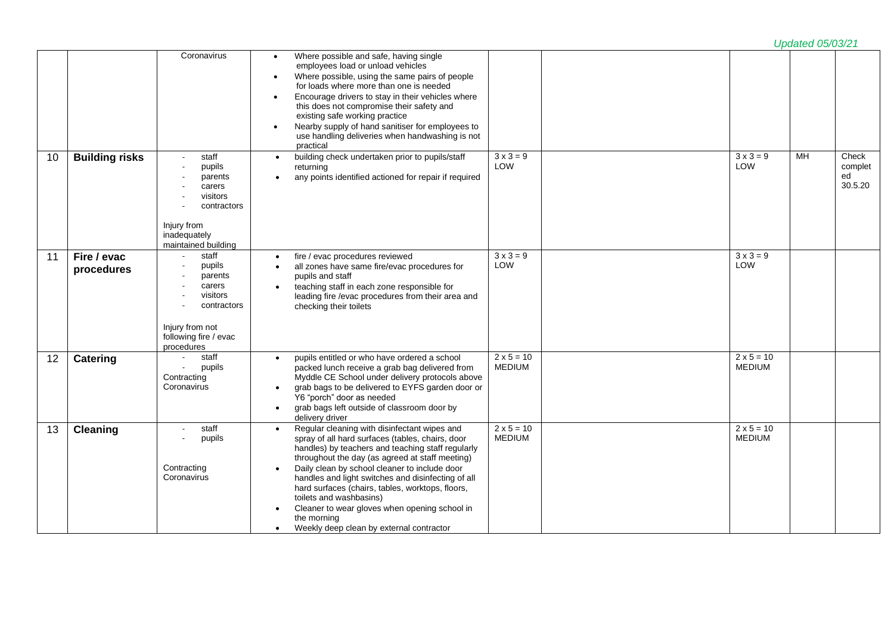*Updated 05/03/21*

| | | | | | | | | |
|---|---|---|---|---|---|---|---|---|
| | | Coronavirus | • Where possible and safe, having single employees load or unload vehicles<br>• Where possible, using the same pairs of people for loads where more than one is needed<br>• Encourage drivers to stay in their vehicles where this does not compromise their safety and existing safe working practice<br>• Nearby supply of hand sanitiser for employees to use handling deliveries when handwashing is not practical | | | | | |
| 10 | **Building risks** | - staff<br>- pupils<br>- parents<br>- carers<br>- visitors<br>- contractors<br><br>Injury from inadequately maintained building | • building check undertaken prior to pupils/staff returning<br>• any points identified actioned for repair if required | 3 x 3 = 9<br>LOW | | 3 x 3 = 9<br>LOW | MH | Check completed 30.5.20 |
| 11 | **Fire / evac procedures** | - staff<br>- pupils<br>- parents<br>- carers<br>- visitors<br>- contractors<br><br>Injury from not following fire / evac procedures | • fire / evac procedures reviewed<br>• all zones have same fire/evac procedures for pupils and staff<br>• teaching staff in each zone responsible for leading fire /evac procedures from their area and checking their toilets | 3 x 3 = 9<br>LOW | | 3 x 3 = 9<br>LOW | | |
| 12 | **Catering** | - staff<br>- pupils<br>Contracting Coronavirus | • pupils entitled or who have ordered a school packed lunch receive a grab bag delivered from Myddle CE School under delivery protocols above<br>• grab bags to be delivered to EYFS garden door or Y6 "porch" door as needed<br>• grab bags left outside of classroom door by delivery driver | 2 x 5 = 10<br>MEDIUM | | 2 x 5 = 10<br>MEDIUM | | |
| 13 | **Cleaning** | - staff<br>- pupils<br><br>Contracting Coronavirus | • Regular cleaning with disinfectant wipes and spray of all hard surfaces (tables, chairs, door handles) by teachers and teaching staff regularly throughout the day (as agreed at staff meeting)<br>• Daily clean by school cleaner to include door handles and light switches and disinfecting of all hard surfaces (chairs, tables, worktops, floors, toilets and washbasins)<br>• Cleaner to wear gloves when opening school in the morning<br>• Weekly deep clean by external contractor | 2 x 5 = 10<br>MEDIUM | | 2 x 5 = 10<br>MEDIUM | | |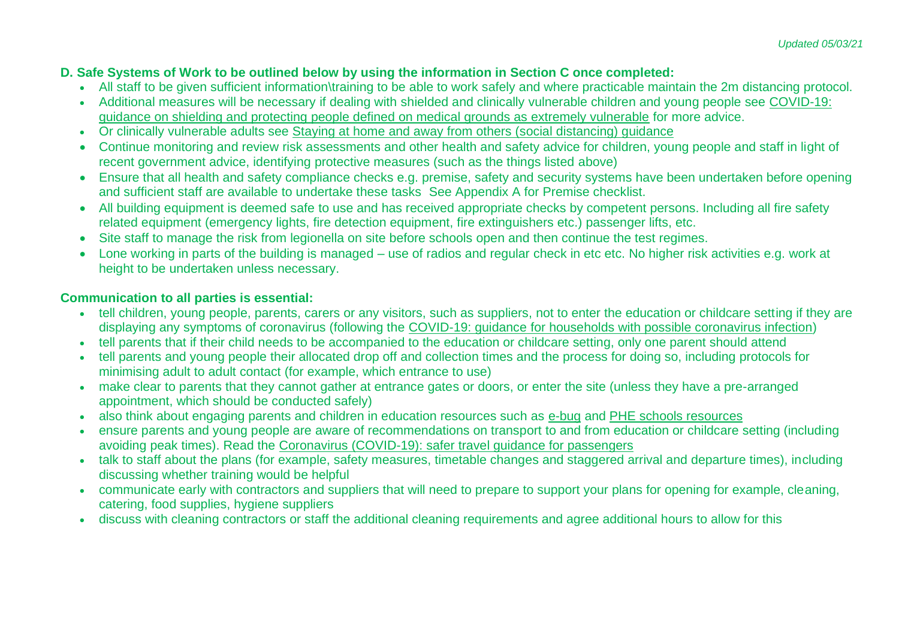*Updated 05/03/21*

**D. Safe Systems of Work to be outlined below by using the information in Section C once completed:**

- All staff to be given sufficient information\training to be able to work safely and where practicable maintain the 2m distancing protocol.
- Additional measures will be necessary if dealing with shielded and clinically vulnerable children and young people see COVID-19: guidance on shielding and protecting people defined on medical grounds as extremely vulnerable for more advice.
- Or clinically vulnerable adults see Staying at home and away from others (social distancing) guidance
- Continue monitoring and review risk assessments and other health and safety advice for children, young people and staff in light of recent government advice, identifying protective measures (such as the things listed above)
- Ensure that all health and safety compliance checks e.g. premise, safety and security systems have been undertaken before opening and sufficient staff are available to undertake these tasks See Appendix A for Premise checklist.
- All building equipment is deemed safe to use and has received appropriate checks by competent persons. Including all fire safety related equipment (emergency lights, fire detection equipment, fire extinguishers etc.) passenger lifts, etc.
- Site staff to manage the risk from legionella on site before schools open and then continue the test regimes.
- Lone working in parts of the building is managed – use of radios and regular check in etc etc. No higher risk activities e.g. work at height to be undertaken unless necessary.

**Communication to all parties is essential:**

- tell children, young people, parents, carers or any visitors, such as suppliers, not to enter the education or childcare setting if they are displaying any symptoms of coronavirus (following the COVID-19: guidance for households with possible coronavirus infection)
- tell parents that if their child needs to be accompanied to the education or childcare setting, only one parent should attend
- tell parents and young people their allocated drop off and collection times and the process for doing so, including protocols for minimising adult to adult contact (for example, which entrance to use)
- make clear to parents that they cannot gather at entrance gates or doors, or enter the site (unless they have a pre-arranged appointment, which should be conducted safely)
- also think about engaging parents and children in education resources such as e-bug and PHE schools resources
- ensure parents and young people are aware of recommendations on transport to and from education or childcare setting (including avoiding peak times). Read the Coronavirus (COVID-19): safer travel guidance for passengers
- talk to staff about the plans (for example, safety measures, timetable changes and staggered arrival and departure times), including discussing whether training would be helpful
- communicate early with contractors and suppliers that will need to prepare to support your plans for opening for example, cleaning, catering, food supplies, hygiene suppliers
- discuss with cleaning contractors or staff the additional cleaning requirements and agree additional hours to allow for this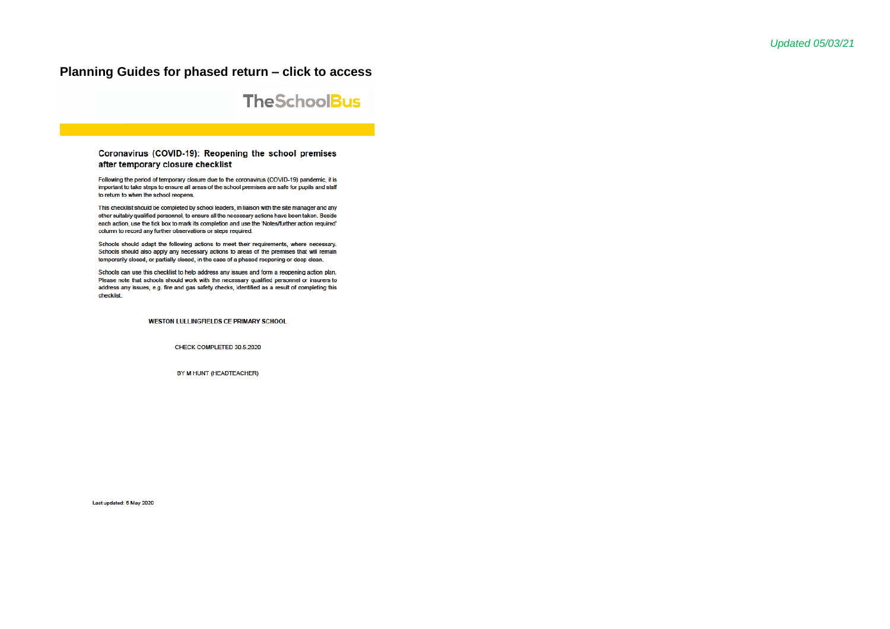*Updated 05/03/21*

## Planning Guides for phased return – click to access

TheSchoolBus

### Coronavirus (COVID-19): Reopening the school premises after temporary closure checklist

Following the period of temporary closure due to the coronavirus (COVID-19) pandemic, it is important to take steps to ensure all areas of the school premises are safe for pupils and staff to return to when the school reopens.

This checklist should be completed by school leaders, in liaison with the site manager and any other suitably qualified personnel, to ensure all the necessary actions have been taken. Beside each action, use the tick box to mark its completion and use the 'Notes/further action required' column to record any further observations or steps required.

Schools should adapt the following actions to meet their requirements, where necessary. Schools should also apply any necessary actions to areas of the premises that will remain temporarily closed, or partially closed, in the case of a phased reopening or deep clean.

Schools can use this checklist to help address any issues and form a reopening action plan. Please note that schools should work with the necessary qualified personnel or insurers to address any issues, e.g. fire and gas safety checks, identified as a result of completing this checklist.

WESTON LULLINGFIELDS CE PRIMARY SCHOOL

CHECK COMPLETED 30.5.2020

BY M HUNT (HEADTEACHER)

Last updated: 5 May 2020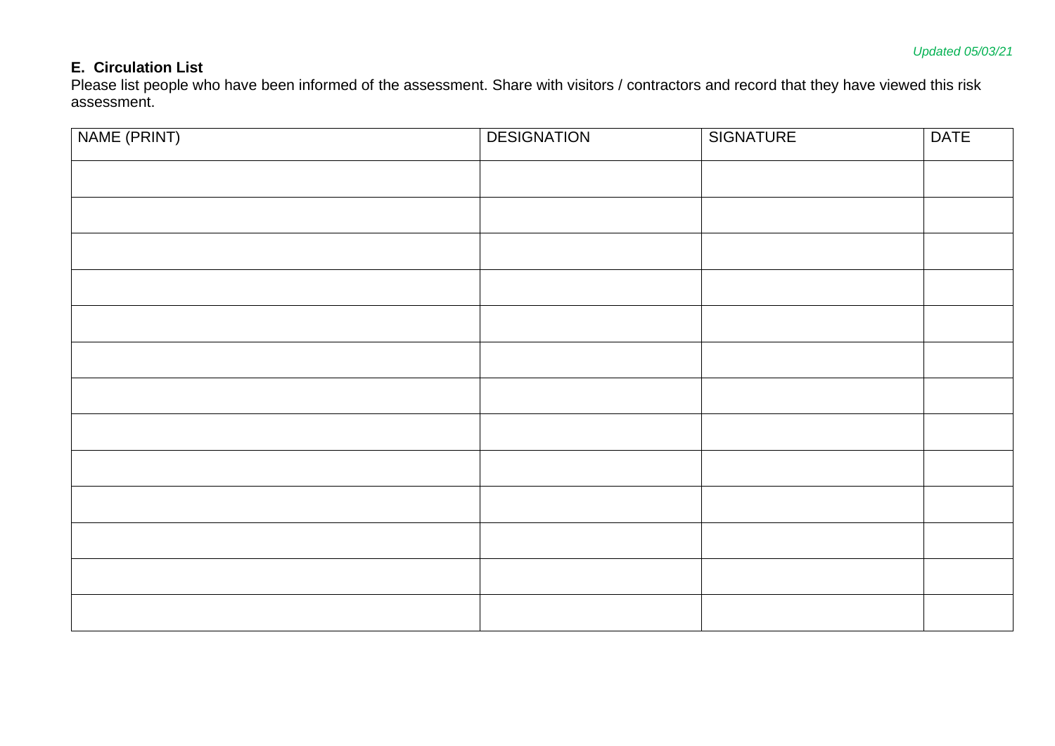*Updated 05/03/21*

**E. Circulation List**

Please list people who have been informed of the assessment. Share with visitors / contractors and record that they have viewed this risk assessment.

| NAME (PRINT) | DESIGNATION | SIGNATURE | DATE |
|---|---|---|---|
| | | | |
| | | | |
| | | | |
| | | | |
| | | | |
| | | | |
| | | | |
| | | | |
| | | | |
| | | | |
| | | | |
| | | | |
| | | | |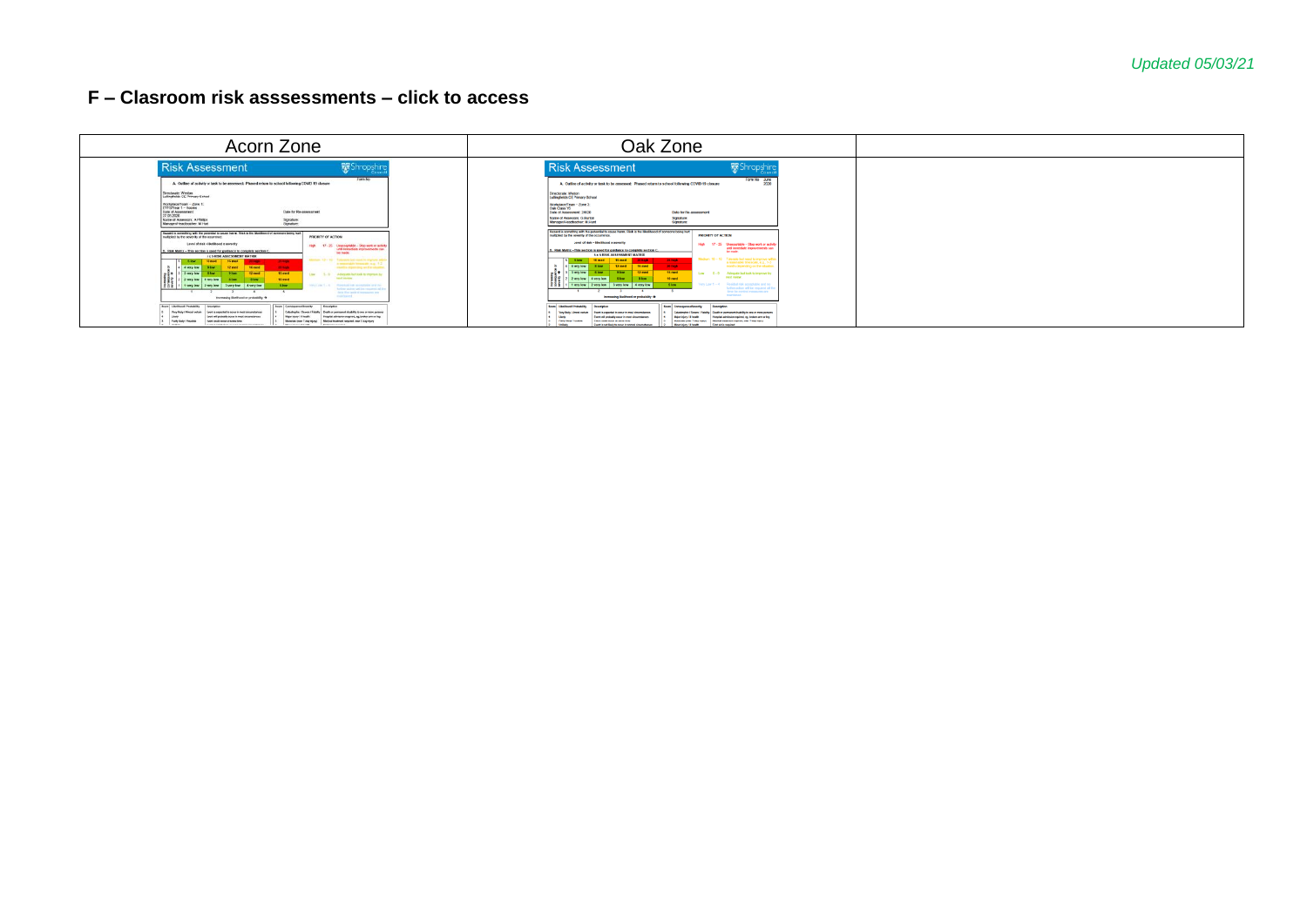*Updated 05/03/21*

## F – Clasroom risk asssessments – click to access

| Acorn Zone | Oak Zone | |
|---|---|---|
| | | |